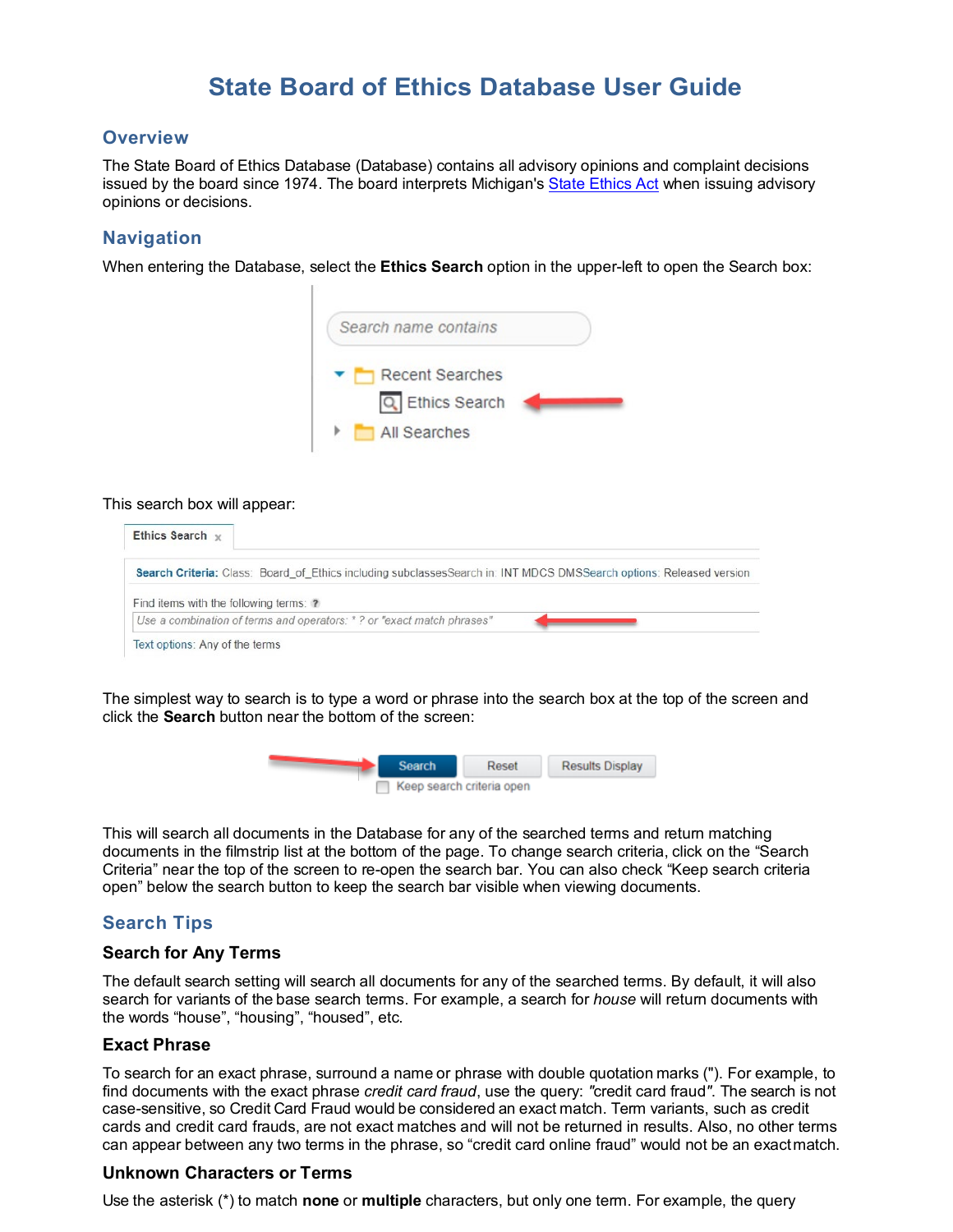# State Board of Ethics Database User Guide

## Overview

The State Board of Ethics Database (Database) contains all advisory opinions and complaint decisions issued by the board since 1974. The board interprets Michigan's State Ethics Act when issuing advisory opinions or decisions.

## Navigation

When entering the Database, select the **Ethics Search** option in the upper-left to open the Search box:

This search box will appear:

The simplest way to search is to type a word or phrase into the search box at the top of the screen and click the **Search** button near the bottom of the screen:

This will search all documents in the Database for any of the searched terms and return matching documents in the filmstrip list at the bottom of the page. To change search criteria, click on the "Search Criteria" near the top of the screen to re-open the search bar. You can also check "Keep search criteria open" below the search button to keep the search bar visible when viewing documents.

## Search Tips

### Search for Any Terms

The default search setting will search all documents for any of the searched terms. By default, it will also search for variants of the base search terms. For example, a search for *house* will return documents with the words "house", "housing", "housed", etc.

### Exact Phrase

To search for an exact phrase, surround a name or phrase with double quotation marks ("). For example, to find documents with the exact phrase *credit card fraud*, use the query: *"*credit card fraud*"*. The search is not case-sensitive, so Credit Card Fraud would be considered an exact match. Term variants, such as credit cards and credit card frauds, are not exact matches and will not be returned in results. Also, no other terms can appear between any two terms in the phrase, so "credit card online fraud" would not be an exact match.

### Unknown Characters or Terms

Use the asterisk (*) to match **none** or **multiple** characters, but only one term. For example, the query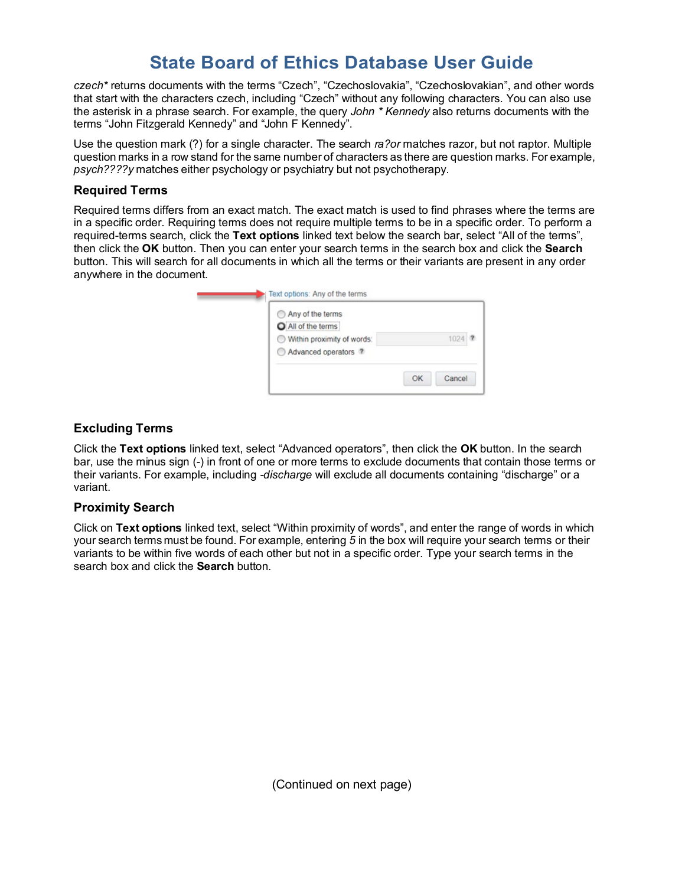# State Board of Ethics Database User Guide

*czech** returns documents with the terms "Czech", "Czechoslovakia", "Czechoslovakian", and other words that start with the characters czech, including "Czech" without any following characters. You can also use the asterisk in a phrase search. For example, the query *John * Kennedy* also returns documents with the terms "John Fitzgerald Kennedy" and "John F Kennedy".

Use the question mark (?) for a single character. The search *ra?or* matches razor, but not raptor. Multiple question marks in a row stand for the same number of characters as there are question marks. For example, *psych????y* matches either psychology or psychiatry but not psychotherapy.

### Required Terms

Required terms differs from an exact match. The exact match is used to find phrases where the terms are in a specific order. Requiring terms does not require multiple terms to be in a specific order. To perform a required-terms search, click the **Text options** linked text below the search bar, select "All of the terms", then click the **OK** button. Then you can enter your search terms in the search box and click the **Search** button. This will search for all documents in which all the terms or their variants are present in any order anywhere in the document.

### Excluding Terms

Click the **Text options** linked text, select "Advanced operators", then click the **OK** button. In the search bar, use the minus sign (-) in front of one or more terms to exclude documents that contain those terms or their variants. For example, including *-discharge* will exclude all documents containing "discharge" or a variant.

### Proximity Search

Click on **Text options** linked text, select "Within proximity of words", and enter the range of words in which your search terms must be found. For example, entering *5* in the box will require your search terms or their variants to be within five words of each other but not in a specific order. Type your search terms in the search box and click the **Search** button.

(Continued on next page)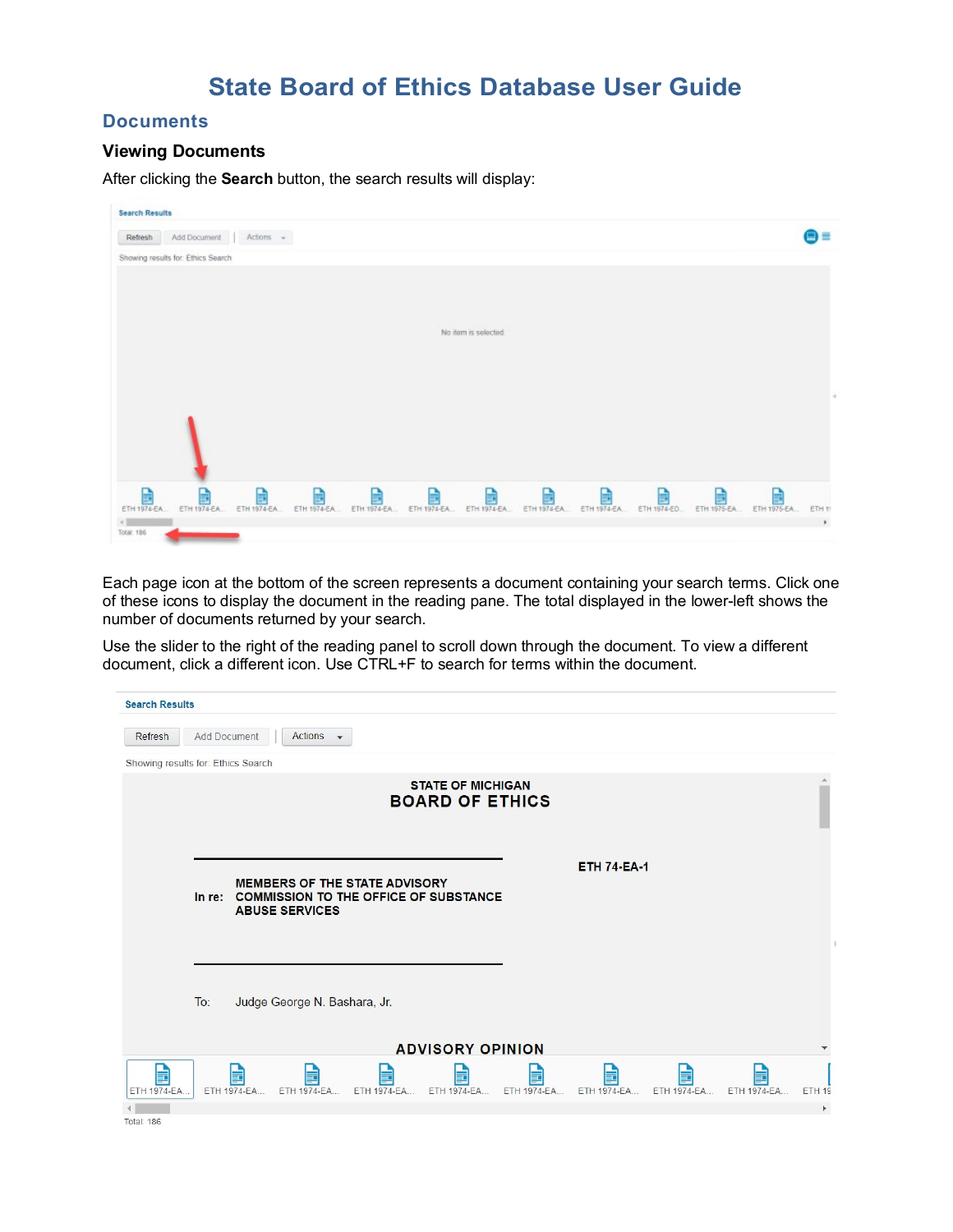# State Board of Ethics Database User Guide

## Documents

### Viewing Documents

After clicking the **Search** button, the search results will display:

Each page icon at the bottom of the screen represents a document containing your search terms. Click one of these icons to display the document in the reading pane. The total displayed in the lower-left shows the number of documents returned by your search.

Use the slider to the right of the reading panel to scroll down through the document. To view a different document, click a different icon. Use CTRL+F to search for terms within the document.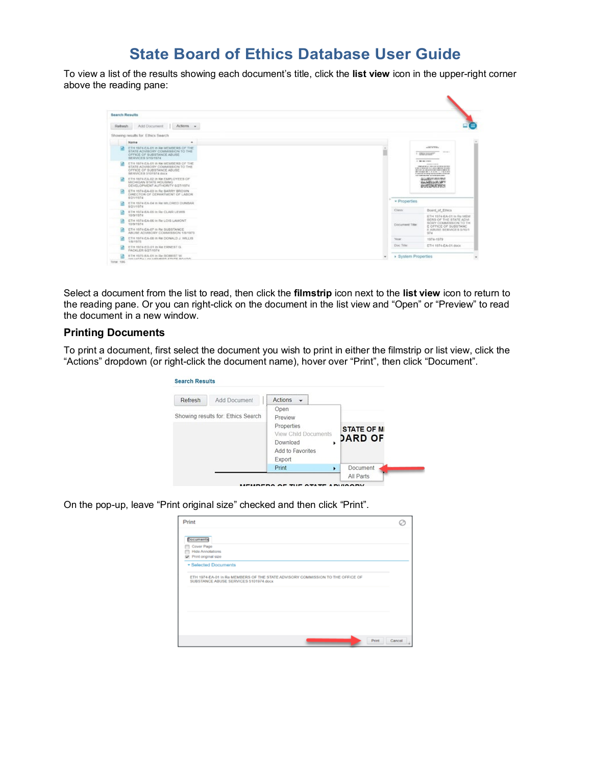# State Board of Ethics Database User Guide

To view a list of the results showing each document's title, click the **list view** icon in the upper-right corner above the reading pane:

Select a document from the list to read, then click the **filmstrip** icon next to the **list view** icon to return to the reading pane. Or you can right-click on the document in the list view and "Open" or "Preview" to read the document in a new window.

### Printing Documents

To print a document, first select the document you wish to print in either the filmstrip or list view, click the "Actions" dropdown (or right-click the document name), hover over "Print", then click "Document".

On the pop-up, leave "Print original size" checked and then click "Print".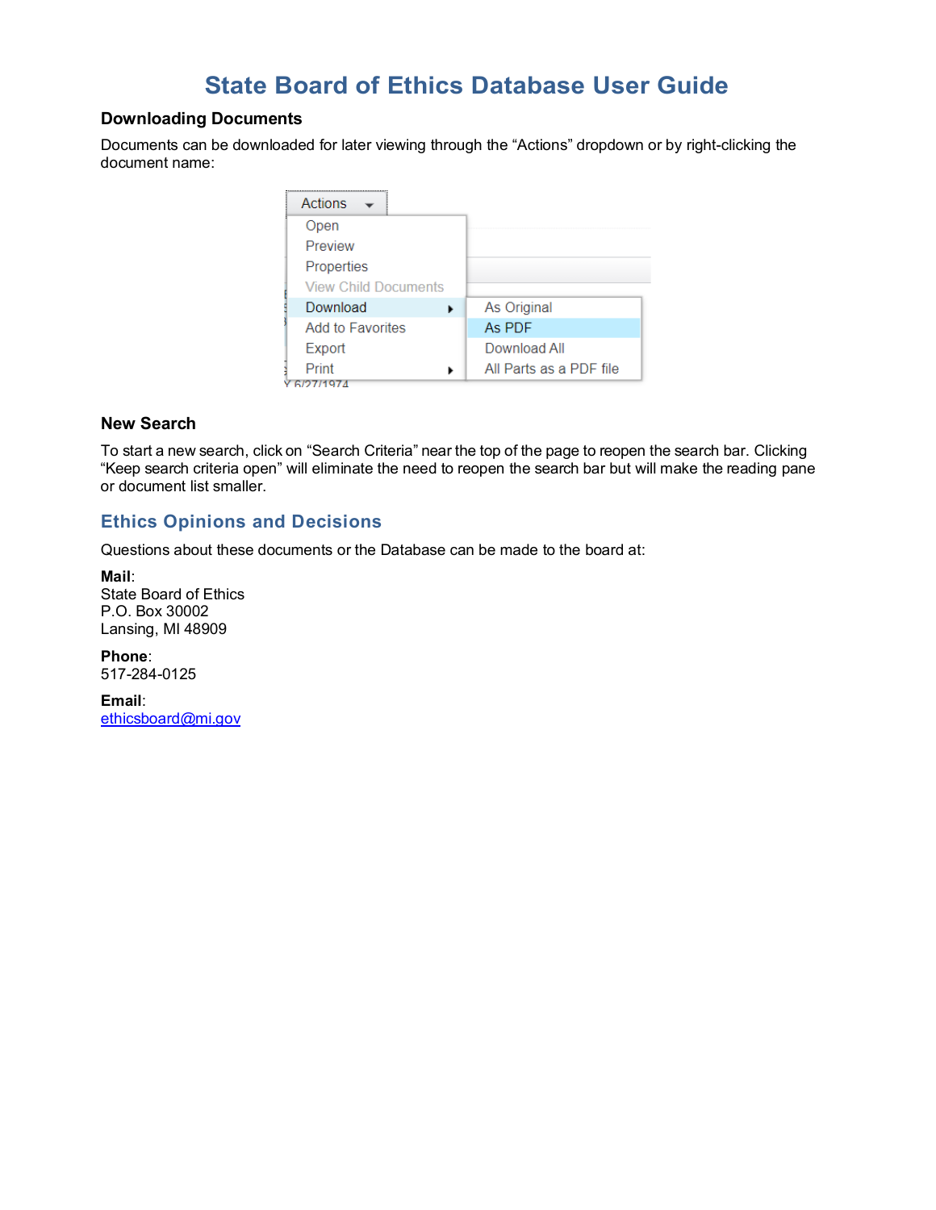# State Board of Ethics Database User Guide

### Downloading Documents

Documents can be downloaded for later viewing through the "Actions" dropdown or by right-clicking the document name:

### New Search

To start a new search, click on "Search Criteria" near the top of the page to reopen the search bar. Clicking "Keep search criteria open" will eliminate the need to reopen the search bar but will make the reading pane or document list smaller.

## Ethics Opinions and Decisions

Questions about these documents or the Database can be made to the board at:

**Mail**:
State Board of Ethics
P.O. Box 30002
Lansing, MI 48909

**Phone**:
517-284-0125

**Email**:
ethicsboard@mi.gov